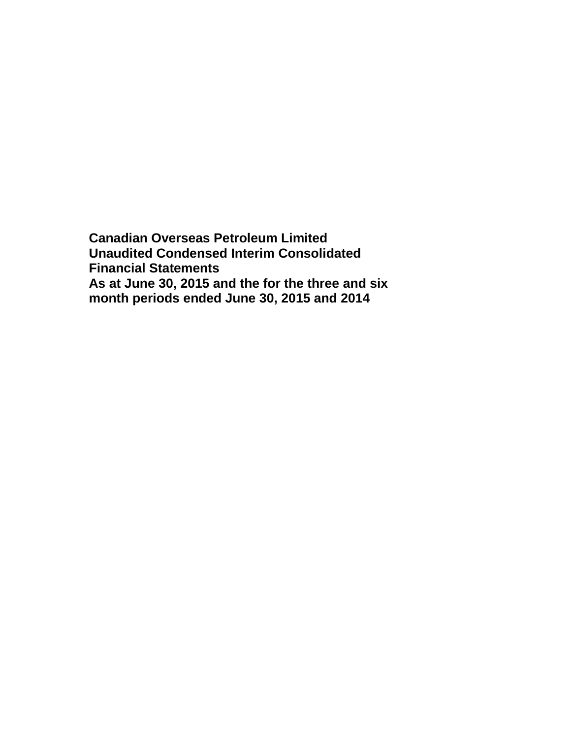# Canadian Overseas Petroleum Limited

## Unaudited Condensed Interim Consolidated Financial Statements

## As at June 30, 2015 and the for the three and six month periods ended June 30, 2015 and 2014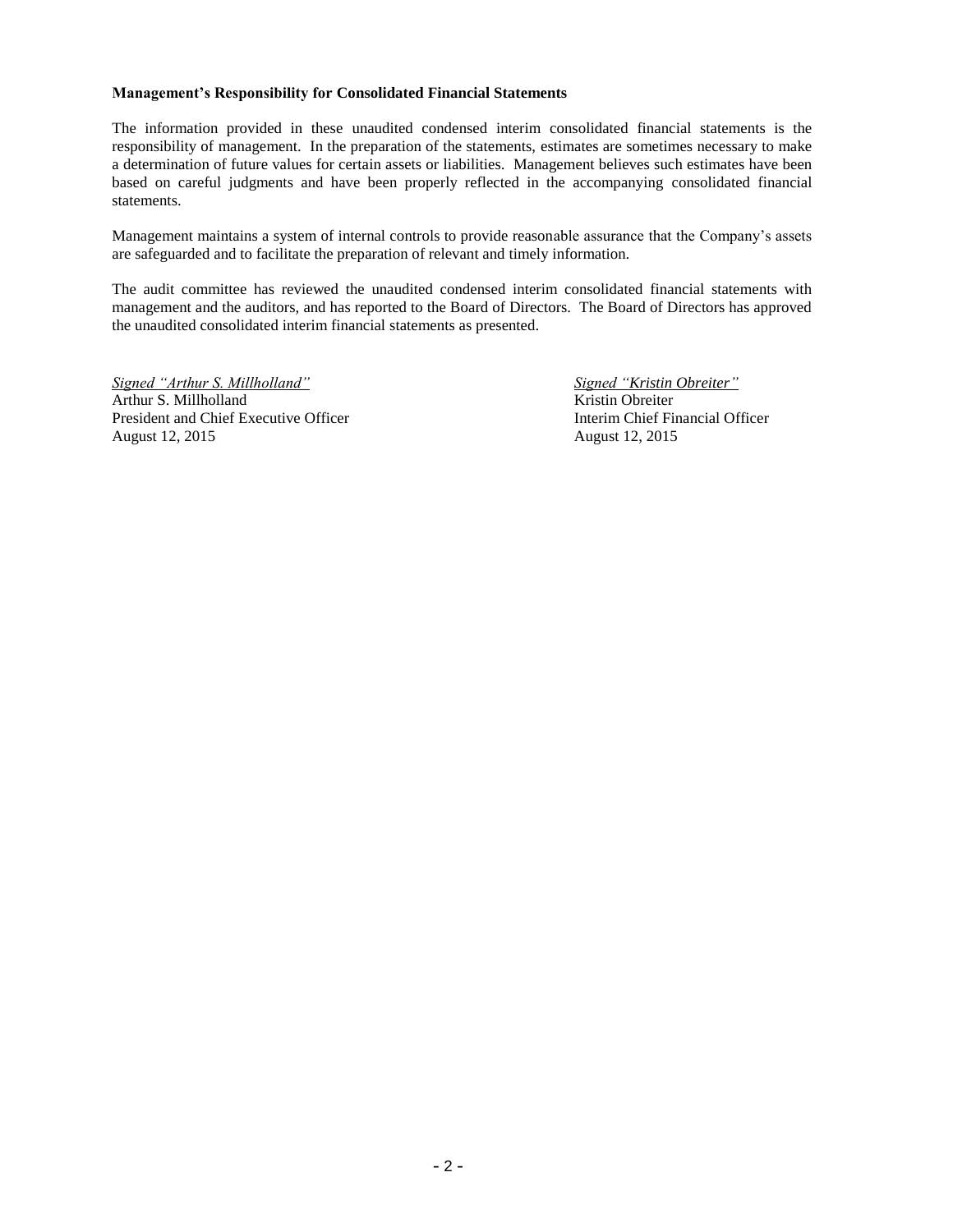**Management's Responsibility for Consolidated Financial Statements**

The information provided in these unaudited condensed interim consolidated financial statements is the responsibility of management. In the preparation of the statements, estimates are sometimes necessary to make a determination of future values for certain assets or liabilities. Management believes such estimates have been based on careful judgments and have been properly reflected in the accompanying consolidated financial statements.

Management maintains a system of internal controls to provide reasonable assurance that the Company's assets are safeguarded and to facilitate the preparation of relevant and timely information.

The audit committee has reviewed the unaudited condensed interim consolidated financial statements with management and the auditors, and has reported to the Board of Directors. The Board of Directors has approved the unaudited consolidated interim financial statements as presented.

*Signed "Arthur S. Millholland"*
Arthur S. Millholland
President and Chief Executive Officer
August 12, 2015

*Signed "Kristin Obreiter"*
Kristin Obreiter
Interim Chief Financial Officer
August 12, 2015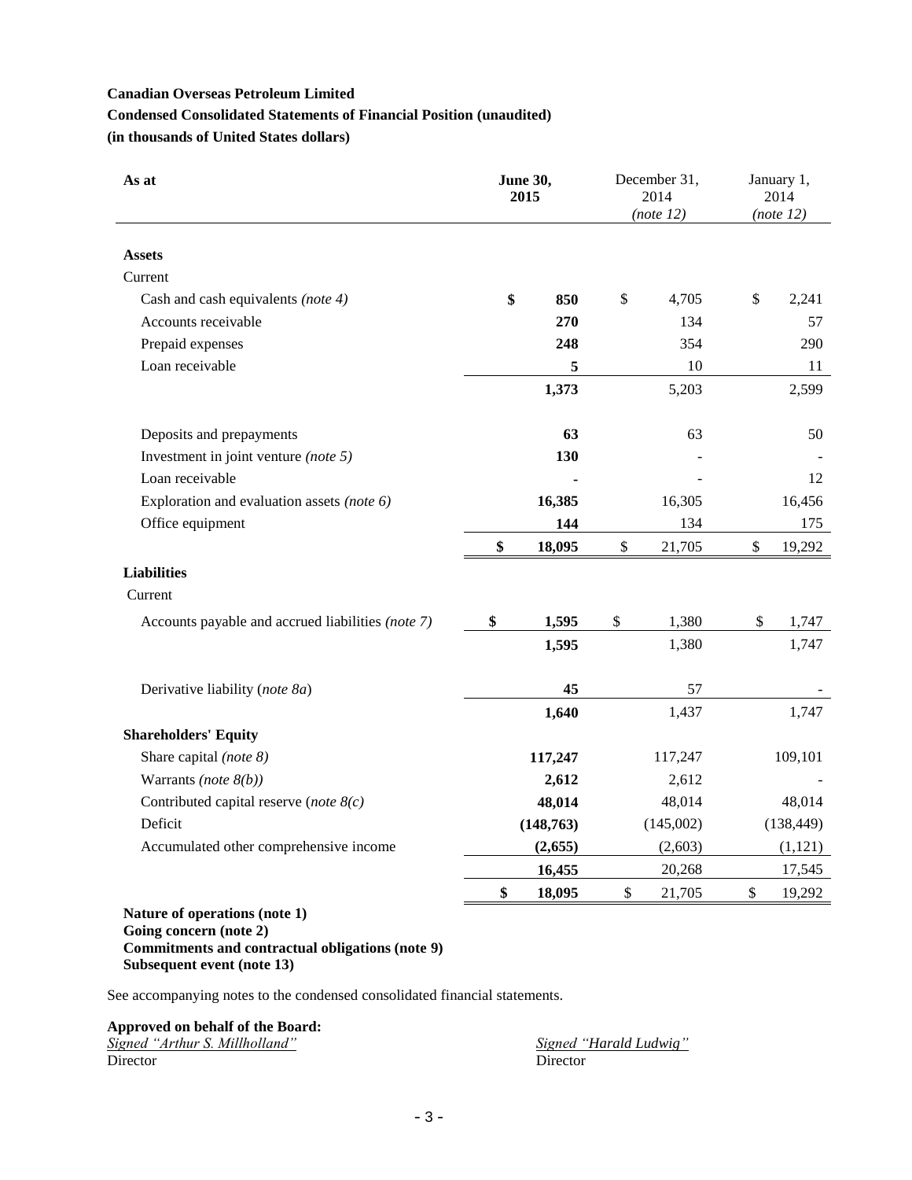**Canadian Overseas Petroleum Limited**

**Condensed Consolidated Statements of Financial Position (unaudited)**

**(in thousands of United States dollars)**

| As at | **June 30, 2015** | December 31, 2014 *(note 12)* | January 1, 2014 *(note 12)* |
|---|---|---|---|
| **Assets** | | | |
| Current | | | |
| Cash and cash equivalents *(note 4)* | **$ 850** | $ 4,705 | $ 2,241 |
| Accounts receivable | **270** | 134 | 57 |
| Prepaid expenses | **248** | 354 | 290 |
| Loan receivable | **5** | 10 | 11 |
| | **1,373** | 5,203 | 2,599 |
| Deposits and prepayments | **63** | 63 | 50 |
| Investment in joint venture *(note 5)* | **130** | - | - |
| Loan receivable | **-** | - | 12 |
| Exploration and evaluation assets *(note 6)* | **16,385** | 16,305 | 16,456 |
| Office equipment | **144** | 134 | 175 |
| | **$ 18,095** | $ 21,705 | $ 19,292 |
| **Liabilities** | | | |
| Current | | | |
| Accounts payable and accrued liabilities *(note 7)* | **$ 1,595** | $ 1,380 | $ 1,747 |
| | **1,595** | 1,380 | 1,747 |
| Derivative liability (*note 8a*) | **45** | 57 | - |
| | **1,640** | 1,437 | 1,747 |
| **Shareholders' Equity** | | | |
| Share capital *(note 8)* | **117,247** | 117,247 | 109,101 |
| Warrants *(note 8(b))* | **2,612** | 2,612 | - |
| Contributed capital reserve (*note 8(c)*) | **48,014** | 48,014 | 48,014 |
| Deficit | **(148,763)** | (145,002) | (138,449) |
| Accumulated other comprehensive income | **(2,655)** | (2,603) | (1,121) |
| | **16,455** | 20,268 | 17,545 |
| | **$ 18,095** | $ 21,705 | $ 19,292 |

**Nature of operations (note 1)**
**Going concern (note 2)**
**Commitments and contractual obligations (note 9)**
**Subsequent event (note 13)**

See accompanying notes to the condensed consolidated financial statements.

**Approved on behalf of the Board:**

*Signed "Arthur S. Millholland"*
Director

*Signed "Harald Ludwig"*
Director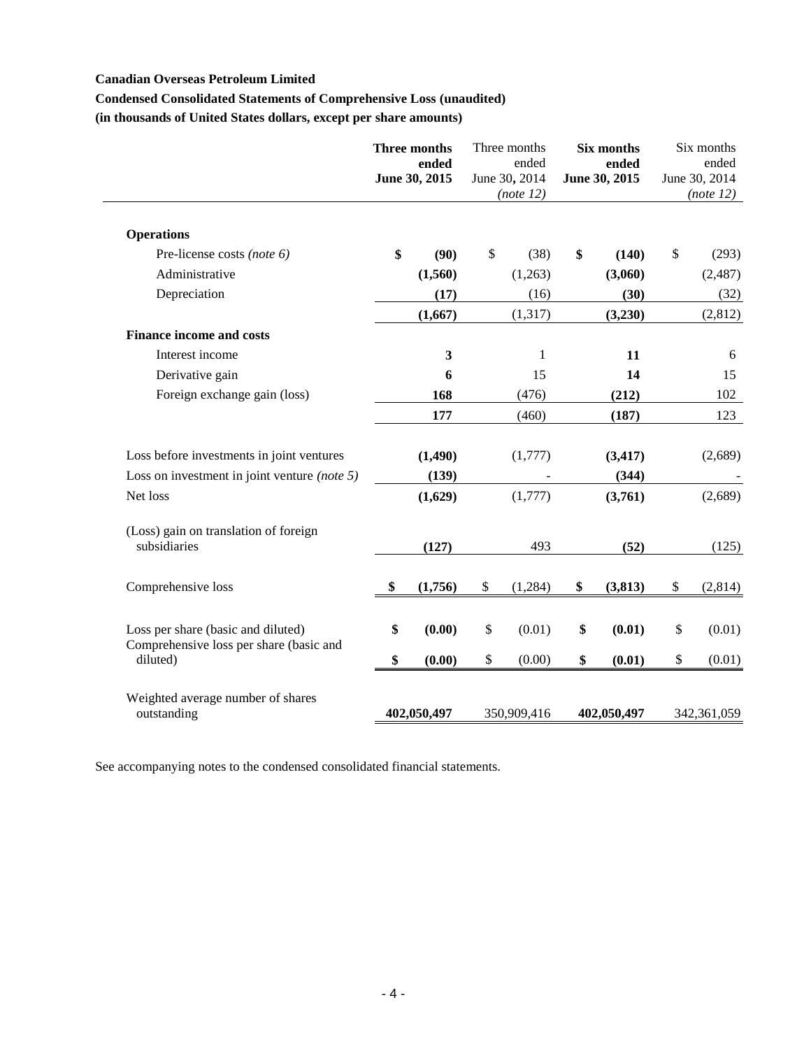**Canadian Overseas Petroleum Limited**

**Condensed Consolidated Statements of Comprehensive Loss (unaudited)**

**(in thousands of United States dollars, except per share amounts)**

| | **Three months ended June 30, 2015** | Three months ended June 30, 2014 *(note 12)* | **Six months ended June 30, 2015** | Six months ended June 30, 2014 *(note 12)* |
|---|---|---|---|---|
| **Operations** | | | | |
| Pre-license costs *(note 6)* | **$ (90)** | $ (38) | **$ (140)** | $ (293) |
| Administrative | **(1,560)** | (1,263) | **(3,060)** | (2,487) |
| Depreciation | **(17)** | (16) | **(30)** | (32) |
| | **(1,667)** | (1,317) | **(3,230)** | (2,812) |
| **Finance income and costs** | | | | |
| Interest income | **3** | 1 | **11** | 6 |
| Derivative gain | **6** | 15 | **14** | 15 |
| Foreign exchange gain (loss) | **168** | (476) | **(212)** | 102 |
| | **177** | (460) | **(187)** | 123 |
| Loss before investments in joint ventures | **(1,490)** | (1,777) | **(3,417)** | (2,689) |
| Loss on investment in joint venture *(note 5)* | **(139)** | - | **(344)** | - |
| Net loss | **(1,629)** | (1,777) | **(3,761)** | (2,689) |
| (Loss) gain on translation of foreign subsidiaries | **(127)** | 493 | **(52)** | (125) |
| Comprehensive loss | **$ (1,756)** | $ (1,284) | **$ (3,813)** | $ (2,814) |
| Loss per share (basic and diluted) | **$ (0.00)** | $ (0.01) | **$ (0.01)** | $ (0.01) |
| Comprehensive loss per share (basic and diluted) | **$ (0.00)** | $ (0.00) | **$ (0.01)** | $ (0.01) |
| Weighted average number of shares outstanding | **402,050,497** | 350,909,416 | **402,050,497** | 342,361,059 |

See accompanying notes to the condensed consolidated financial statements.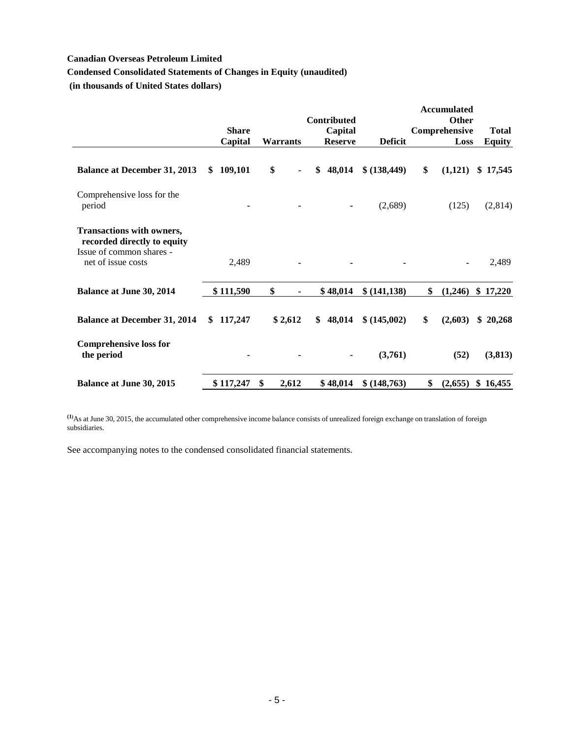**Canadian Overseas Petroleum Limited**

**Condensed Consolidated Statements of Changes in Equity (unaudited)**

**(in thousands of United States dollars)**

| | Share Capital | Warrants | Contributed Capital Reserve | Deficit | Accumulated Other Comprehensive Loss | Total Equity |
|---|---|---|---|---|---|---|
| **Balance at December 31, 2013** | **$ 109,101** | **$ -** | **$ 48,014** | **$ (138,449)** | **$ (1,121)** | **$ 17,545** |
| Comprehensive loss for the period | - | - | - | (2,689) | (125) | (2,814) |
| **Transactions with owners, recorded directly to equity** | | | | | | |
| Issue of common shares - net of issue costs | 2,489 | - | - | - | - | 2,489 |
| **Balance at June 30, 2014** | **$ 111,590** | **$ -** | **$ 48,014** | **$ (141,138)** | **$ (1,246)** | **$ 17,220** |
| **Balance at December 31, 2014** | **$ 117,247** | **$ 2,612** | **$ 48,014** | **$ (145,002)** | **$ (2,603)** | **$ 20,268** |
| **Comprehensive loss for the period** | **-** | **-** | **-** | **(3,761)** | **(52)** | **(3,813)** |
| **Balance at June 30, 2015** | **$ 117,247** | **$ 2,612** | **$ 48,014** | **$ (148,763)** | **$ (2,655)** | **$ 16,455** |

[(1)]As at June 30, 2015, the accumulated other comprehensive income balance consists of unrealized foreign exchange on translation of foreign subsidiaries.

See accompanying notes to the condensed consolidated financial statements.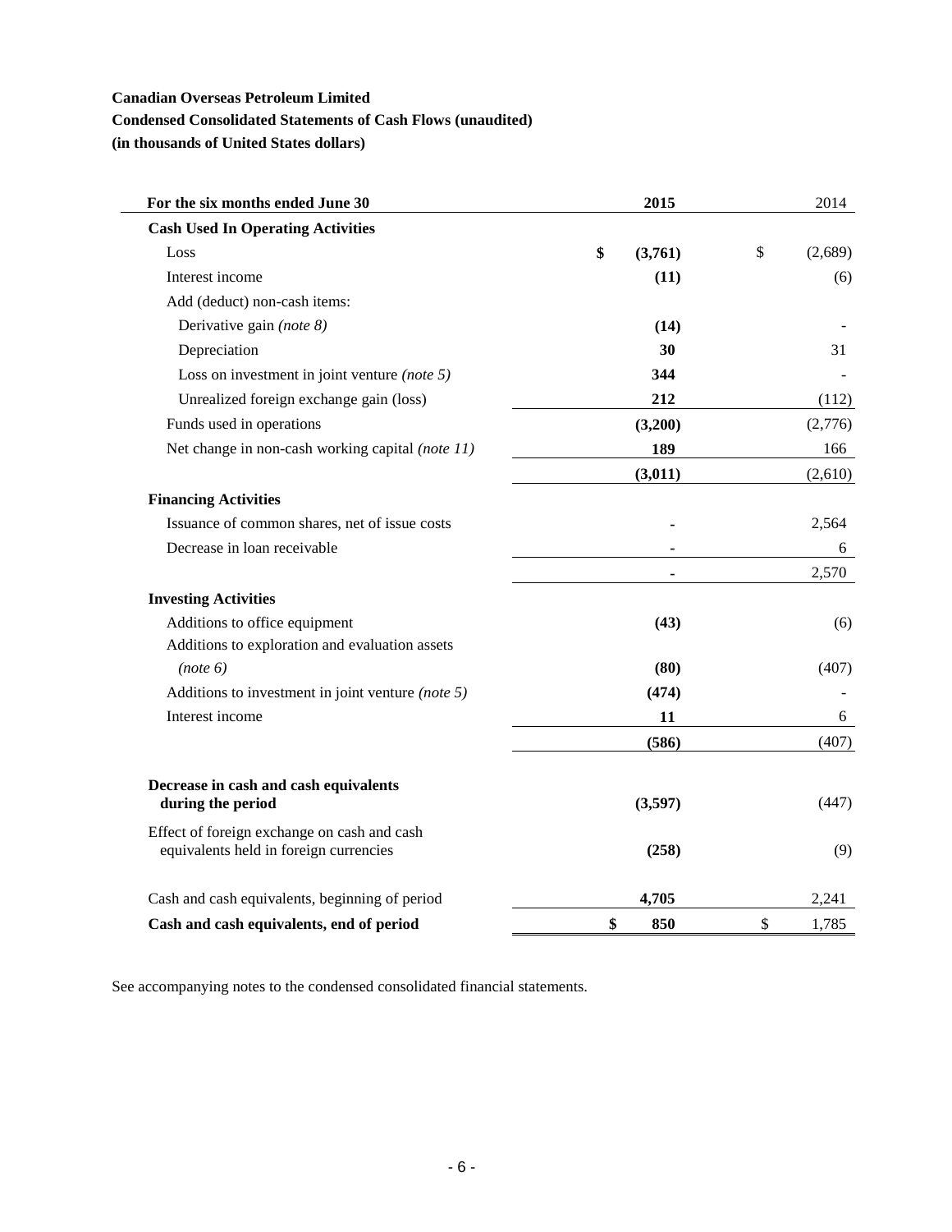**Canadian Overseas Petroleum Limited**

**Condensed Consolidated Statements of Cash Flows (unaudited)**

**(in thousands of United States dollars)**

| For the six months ended June 30 | 2015 | 2014 |
|---|---|---|
| **Cash Used In Operating Activities** | | |
| Loss | **$ (3,761)** | $ (2,689) |
| Interest income | **(11)** | (6) |
| Add (deduct) non-cash items: | | |
| Derivative gain *(note 8)* | **(14)** | - |
| Depreciation | **30** | 31 |
| Loss on investment in joint venture *(note 5)* | **344** | - |
| Unrealized foreign exchange gain (loss) | **212** | (112) |
| Funds used in operations | **(3,200)** | (2,776) |
| Net change in non-cash working capital *(note 11)* | **189** | 166 |
| | **(3,011)** | (2,610) |
| **Financing Activities** | | |
| Issuance of common shares, net of issue costs | **-** | 2,564 |
| Decrease in loan receivable | **-** | 6 |
| | **-** | 2,570 |
| **Investing Activities** | | |
| Additions to office equipment | **(43)** | (6) |
| Additions to exploration and evaluation assets *(note 6)* | **(80)** | (407) |
| Additions to investment in joint venture *(note 5)* | **(474)** | - |
| Interest income | **11** | 6 |
| | **(586)** | (407) |
| **Decrease in cash and cash equivalents during the period** | **(3,597)** | (447) |
| Effect of foreign exchange on cash and cash equivalents held in foreign currencies | **(258)** | (9) |
| Cash and cash equivalents, beginning of period | **4,705** | 2,241 |
| **Cash and cash equivalents, end of period** | **$ 850** | $ 1,785 |

See accompanying notes to the condensed consolidated financial statements.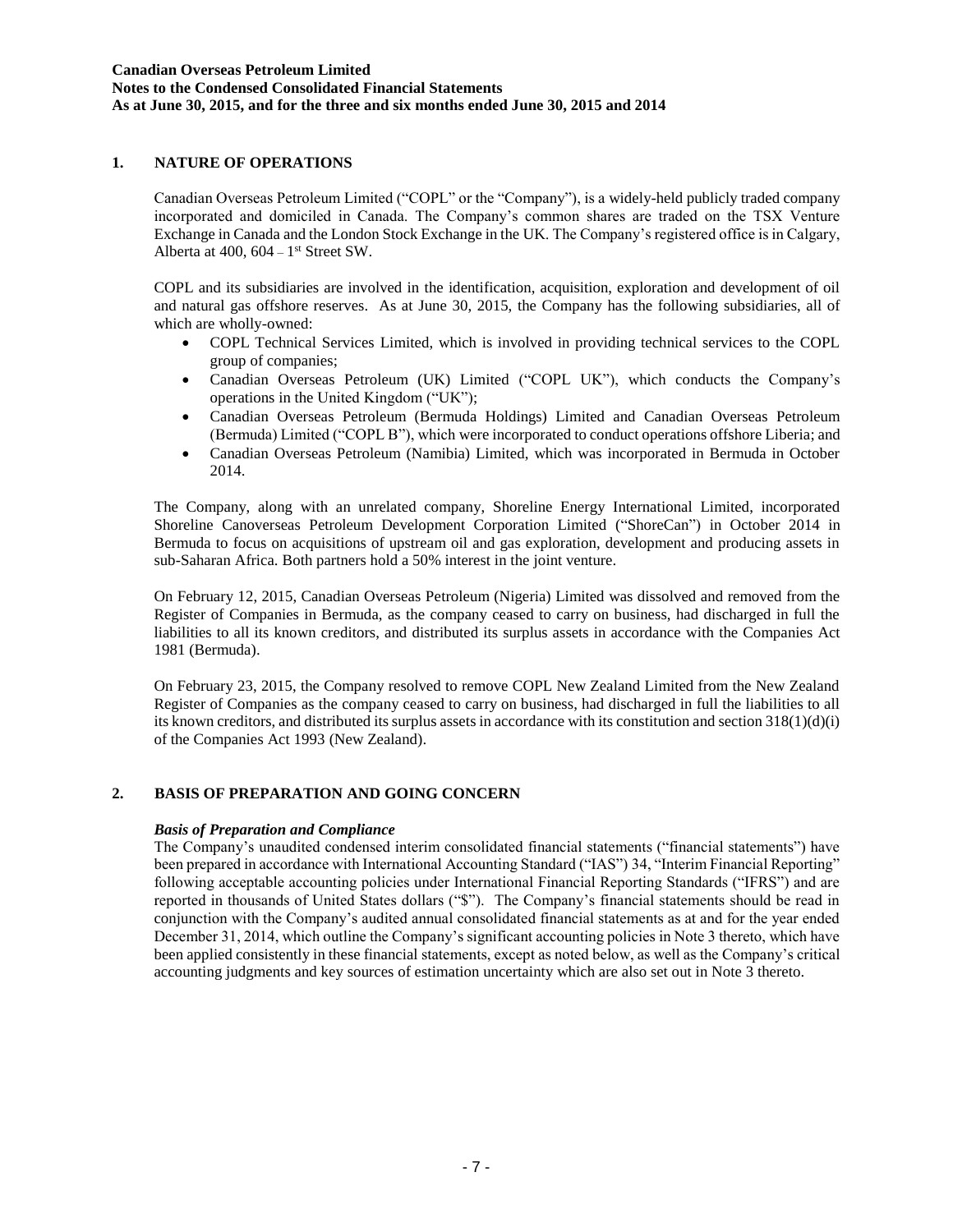## 1. NATURE OF OPERATIONS

Canadian Overseas Petroleum Limited ("COPL" or the "Company"), is a widely-held publicly traded company incorporated and domiciled in Canada. The Company's common shares are traded on the TSX Venture Exchange in Canada and the London Stock Exchange in the UK. The Company's registered office is in Calgary, Alberta at 400, 604 – 1st Street SW.

COPL and its subsidiaries are involved in the identification, acquisition, exploration and development of oil and natural gas offshore reserves. As at June 30, 2015, the Company has the following subsidiaries, all of which are wholly-owned:

- COPL Technical Services Limited, which is involved in providing technical services to the COPL group of companies;
- Canadian Overseas Petroleum (UK) Limited ("COPL UK"), which conducts the Company's operations in the United Kingdom ("UK");
- Canadian Overseas Petroleum (Bermuda Holdings) Limited and Canadian Overseas Petroleum (Bermuda) Limited ("COPL B"), which were incorporated to conduct operations offshore Liberia; and
- Canadian Overseas Petroleum (Namibia) Limited, which was incorporated in Bermuda in October 2014.

The Company, along with an unrelated company, Shoreline Energy International Limited, incorporated Shoreline Canoverseas Petroleum Development Corporation Limited ("ShoreCan") in October 2014 in Bermuda to focus on acquisitions of upstream oil and gas exploration, development and producing assets in sub-Saharan Africa. Both partners hold a 50% interest in the joint venture.

On February 12, 2015, Canadian Overseas Petroleum (Nigeria) Limited was dissolved and removed from the Register of Companies in Bermuda, as the company ceased to carry on business, had discharged in full the liabilities to all its known creditors, and distributed its surplus assets in accordance with the Companies Act 1981 (Bermuda).

On February 23, 2015, the Company resolved to remove COPL New Zealand Limited from the New Zealand Register of Companies as the company ceased to carry on business, had discharged in full the liabilities to all its known creditors, and distributed its surplus assets in accordance with its constitution and section 318(1)(d)(i) of the Companies Act 1993 (New Zealand).

## 2. BASIS OF PREPARATION AND GOING CONCERN

***Basis of Preparation and Compliance***

The Company's unaudited condensed interim consolidated financial statements ("financial statements") have been prepared in accordance with International Accounting Standard ("IAS") 34, "Interim Financial Reporting" following acceptable accounting policies under International Financial Reporting Standards ("IFRS") and are reported in thousands of United States dollars ("$"). The Company's financial statements should be read in conjunction with the Company's audited annual consolidated financial statements as at and for the year ended December 31, 2014, which outline the Company's significant accounting policies in Note 3 thereto, which have been applied consistently in these financial statements, except as noted below, as well as the Company's critical accounting judgments and key sources of estimation uncertainty which are also set out in Note 3 thereto.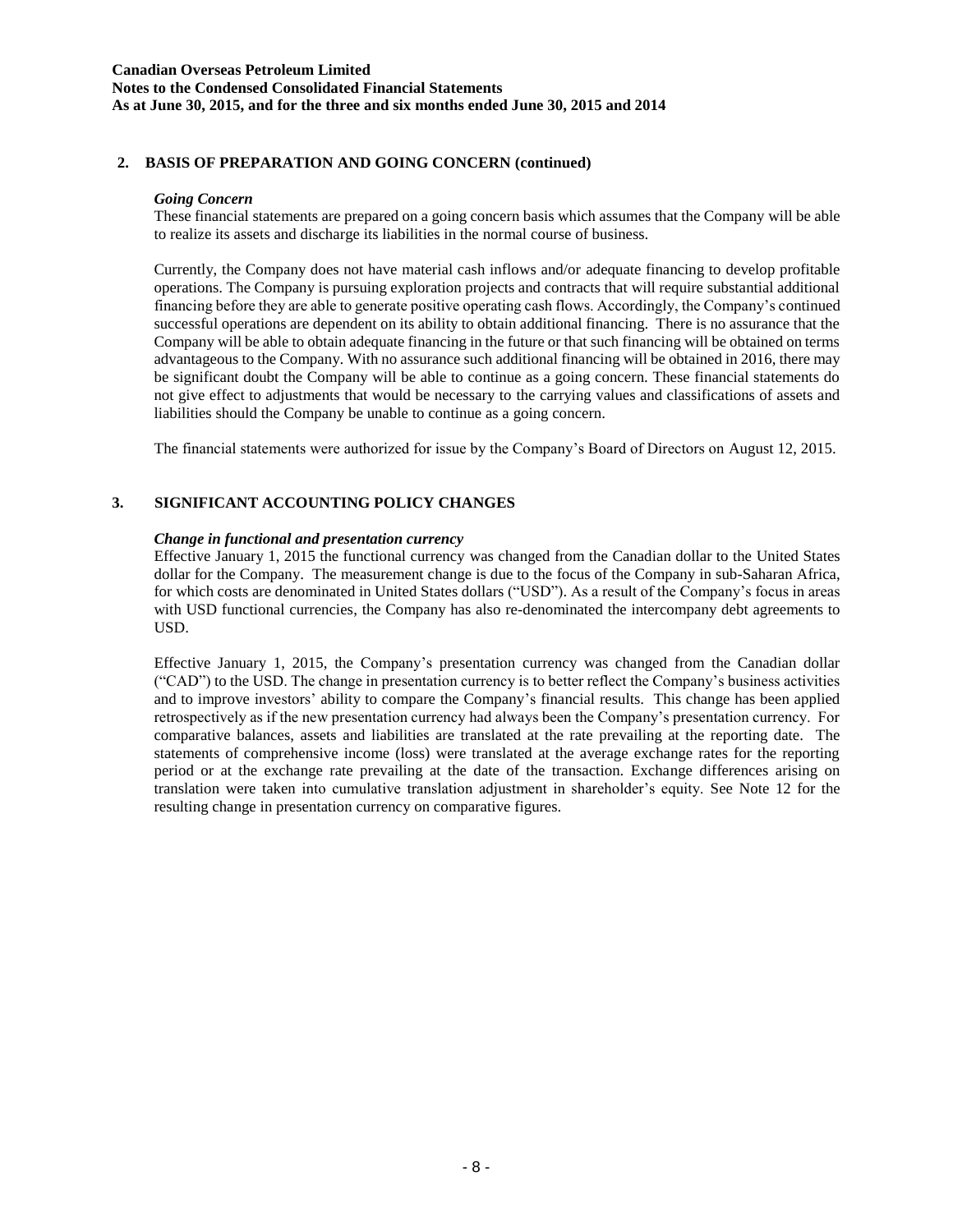## 2. BASIS OF PREPARATION AND GOING CONCERN (continued)

***Going Concern***

These financial statements are prepared on a going concern basis which assumes that the Company will be able to realize its assets and discharge its liabilities in the normal course of business.

Currently, the Company does not have material cash inflows and/or adequate financing to develop profitable operations. The Company is pursuing exploration projects and contracts that will require substantial additional financing before they are able to generate positive operating cash flows. Accordingly, the Company's continued successful operations are dependent on its ability to obtain additional financing. There is no assurance that the Company will be able to obtain adequate financing in the future or that such financing will be obtained on terms advantageous to the Company. With no assurance such additional financing will be obtained in 2016, there may be significant doubt the Company will be able to continue as a going concern. These financial statements do not give effect to adjustments that would be necessary to the carrying values and classifications of assets and liabilities should the Company be unable to continue as a going concern.

The financial statements were authorized for issue by the Company's Board of Directors on August 12, 2015.

## 3. SIGNIFICANT ACCOUNTING POLICY CHANGES

***Change in functional and presentation currency***

Effective January 1, 2015 the functional currency was changed from the Canadian dollar to the United States dollar for the Company. The measurement change is due to the focus of the Company in sub-Saharan Africa, for which costs are denominated in United States dollars ("USD"). As a result of the Company's focus in areas with USD functional currencies, the Company has also re-denominated the intercompany debt agreements to USD.

Effective January 1, 2015, the Company's presentation currency was changed from the Canadian dollar ("CAD") to the USD. The change in presentation currency is to better reflect the Company's business activities and to improve investors' ability to compare the Company's financial results. This change has been applied retrospectively as if the new presentation currency had always been the Company's presentation currency. For comparative balances, assets and liabilities are translated at the rate prevailing at the reporting date. The statements of comprehensive income (loss) were translated at the average exchange rates for the reporting period or at the exchange rate prevailing at the date of the transaction. Exchange differences arising on translation were taken into cumulative translation adjustment in shareholder's equity. See Note 12 for the resulting change in presentation currency on comparative figures.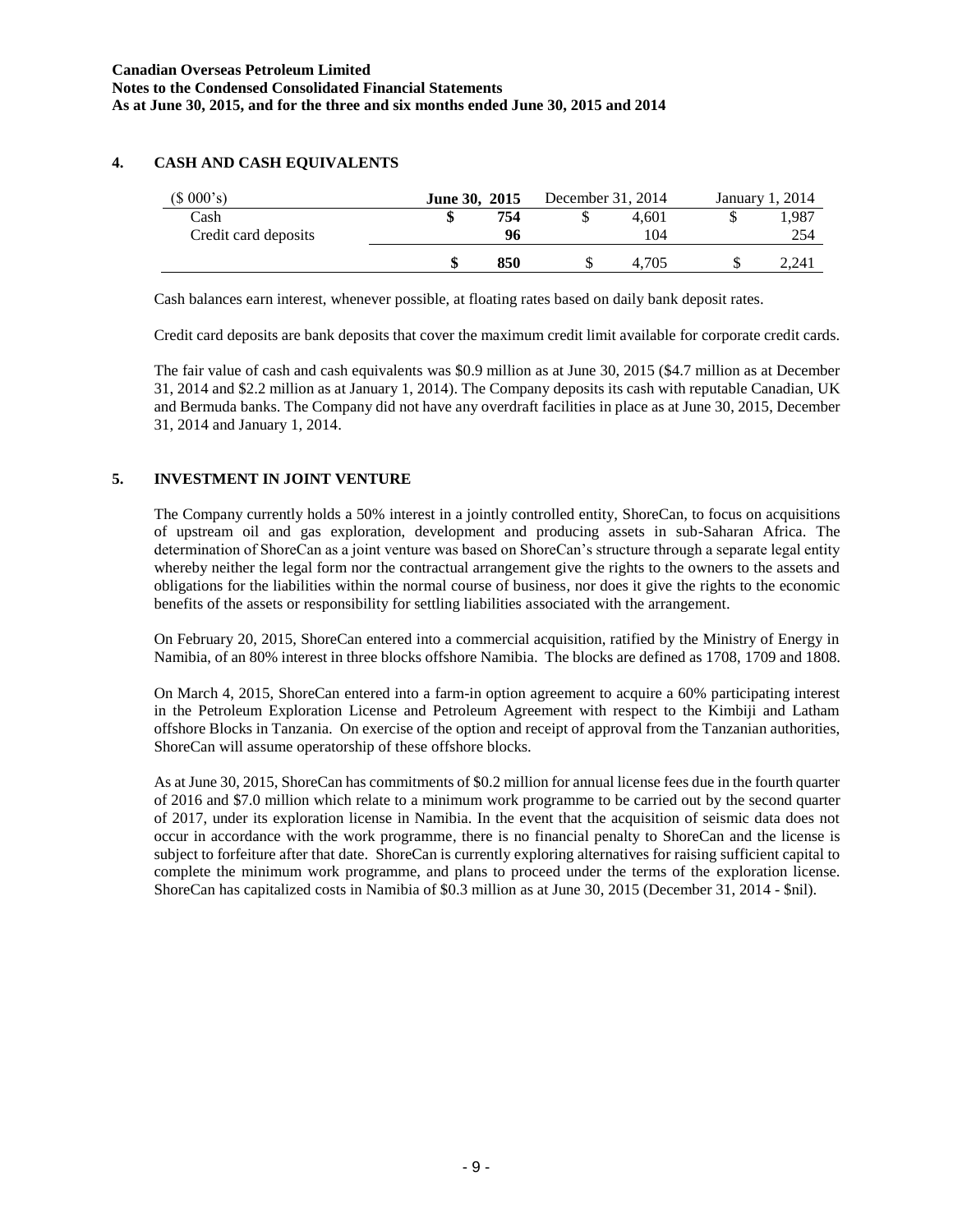## 4. CASH AND CASH EQUIVALENTS

| ($ 000's) | June 30, 2015 | December 31, 2014 | January 1, 2014 |
|---|---|---|---|
| Cash | **$ 754** | $ 4,601 | $ 1,987 |
| Credit card deposits | **96** | 104 | 254 |
| | **$ 850** | $ 4,705 | $ 2,241 |

Cash balances earn interest, whenever possible, at floating rates based on daily bank deposit rates.

Credit card deposits are bank deposits that cover the maximum credit limit available for corporate credit cards.

The fair value of cash and cash equivalents was $0.9 million as at June 30, 2015 ($4.7 million as at December 31, 2014 and $2.2 million as at January 1, 2014). The Company deposits its cash with reputable Canadian, UK and Bermuda banks. The Company did not have any overdraft facilities in place as at June 30, 2015, December 31, 2014 and January 1, 2014.

## 5. INVESTMENT IN JOINT VENTURE

The Company currently holds a 50% interest in a jointly controlled entity, ShoreCan, to focus on acquisitions of upstream oil and gas exploration, development and producing assets in sub-Saharan Africa. The determination of ShoreCan as a joint venture was based on ShoreCan's structure through a separate legal entity whereby neither the legal form nor the contractual arrangement give the rights to the owners to the assets and obligations for the liabilities within the normal course of business, nor does it give the rights to the economic benefits of the assets or responsibility for settling liabilities associated with the arrangement.

On February 20, 2015, ShoreCan entered into a commercial acquisition, ratified by the Ministry of Energy in Namibia, of an 80% interest in three blocks offshore Namibia. The blocks are defined as 1708, 1709 and 1808.

On March 4, 2015, ShoreCan entered into a farm-in option agreement to acquire a 60% participating interest in the Petroleum Exploration License and Petroleum Agreement with respect to the Kimbiji and Latham offshore Blocks in Tanzania. On exercise of the option and receipt of approval from the Tanzanian authorities, ShoreCan will assume operatorship of these offshore blocks.

As at June 30, 2015, ShoreCan has commitments of $0.2 million for annual license fees due in the fourth quarter of 2016 and $7.0 million which relate to a minimum work programme to be carried out by the second quarter of 2017, under its exploration license in Namibia. In the event that the acquisition of seismic data does not occur in accordance with the work programme, there is no financial penalty to ShoreCan and the license is subject to forfeiture after that date. ShoreCan is currently exploring alternatives for raising sufficient capital to complete the minimum work programme, and plans to proceed under the terms of the exploration license. ShoreCan has capitalized costs in Namibia of $0.3 million as at June 30, 2015 (December 31, 2014 - $nil).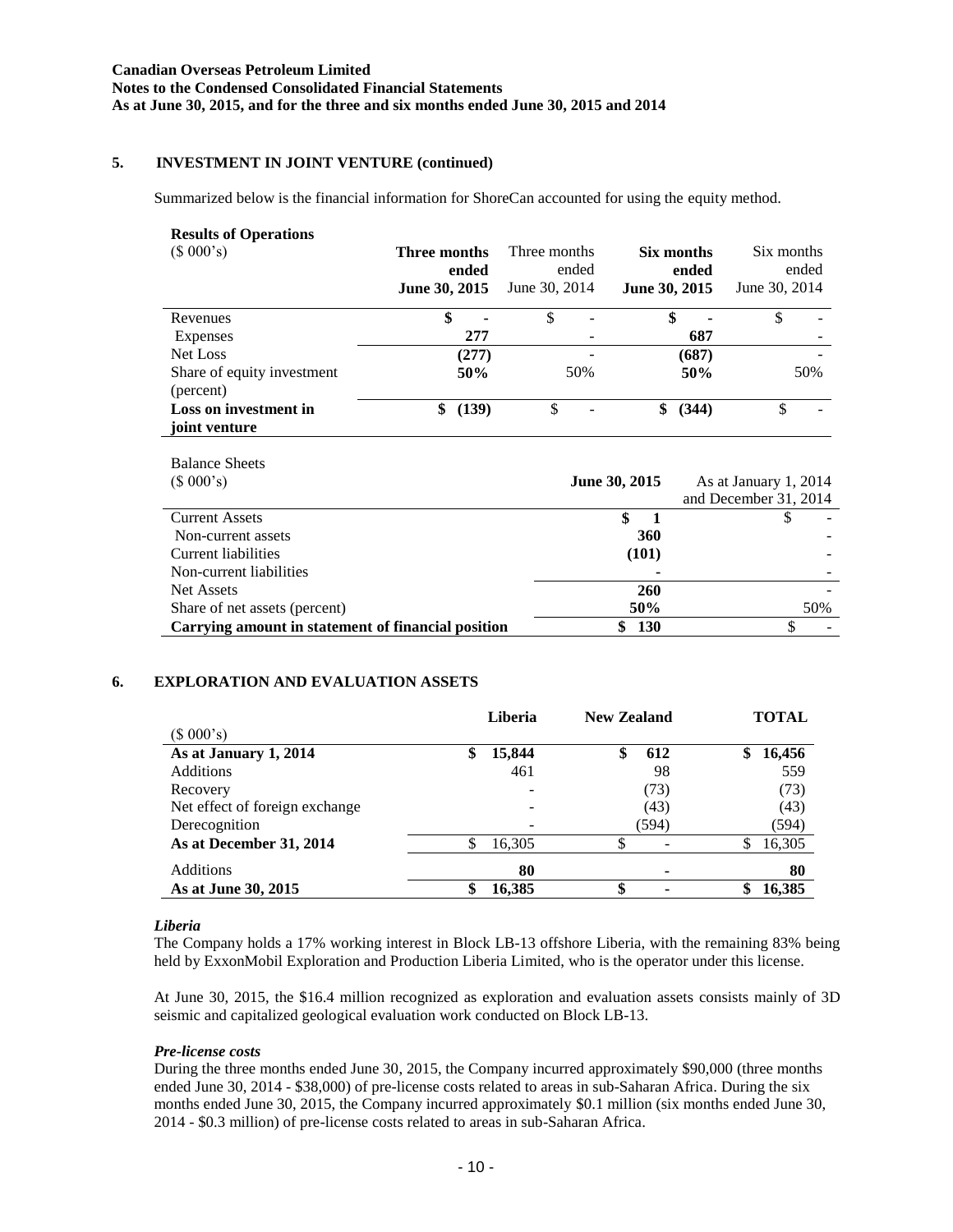## 5. INVESTMENT IN JOINT VENTURE (continued)

Summarized below is the financial information for ShoreCan accounted for using the equity method.

**Results of Operations**

| ($ 000's) | **Three months ended June 30, 2015** | Three months ended June 30, 2014 | **Six months ended June 30, 2015** | Six months ended June 30, 2014 |
|---|---|---|---|---|
| Revenues | **$ -** | $ - | **$ -** | $ - |
| Expenses | **277** | - | **687** | - |
| Net Loss | **(277)** | - | **(687)** | - |
| Share of equity investment (percent) | **50%** | 50% | **50%** | 50% |
| **Loss on investment in joint venture** | **$ (139)** | $ - | **$ (344)** | $ - |

Balance Sheets

| ($ 000's) | **June 30, 2015** | As at January 1, 2014 and December 31, 2014 |
|---|---|---|
| Current Assets | **$ 1** | $ - |
| Non-current assets | **360** | - |
| Current liabilities | **(101)** | - |
| Non-current liabilities | **-** | - |
| Net Assets | **260** | - |
| Share of net assets (percent) | **50%** | 50% |
| **Carrying amount in statement of financial position** | **$ 130** | $ - |

## 6. EXPLORATION AND EVALUATION ASSETS

| ($ 000's) | **Liberia** | **New Zealand** | **TOTAL** |
|---|---|---|---|
| **As at January 1, 2014** | **$ 15,844** | **$ 612** | **$ 16,456** |
| Additions | 461 | 98 | 559 |
| Recovery | - | (73) | (73) |
| Net effect of foreign exchange | - | (43) | (43) |
| Derecognition | - | (594) | (594) |
| **As at December 31, 2014** | $ 16,305 | $ - | $ 16,305 |
| Additions | **80** | **-** | **80** |
| **As at June 30, 2015** | **$ 16,385** | **$ -** | **$ 16,385** |

***Liberia***

The Company holds a 17% working interest in Block LB-13 offshore Liberia, with the remaining 83% being held by ExxonMobil Exploration and Production Liberia Limited, who is the operator under this license.

At June 30, 2015, the $16.4 million recognized as exploration and evaluation assets consists mainly of 3D seismic and capitalized geological evaluation work conducted on Block LB-13.

***Pre-license costs***

During the three months ended June 30, 2015, the Company incurred approximately $90,000 (three months ended June 30, 2014 - $38,000) of pre-license costs related to areas in sub-Saharan Africa. During the six months ended June 30, 2015, the Company incurred approximately $0.1 million (six months ended June 30, 2014 - $0.3 million) of pre-license costs related to areas in sub-Saharan Africa.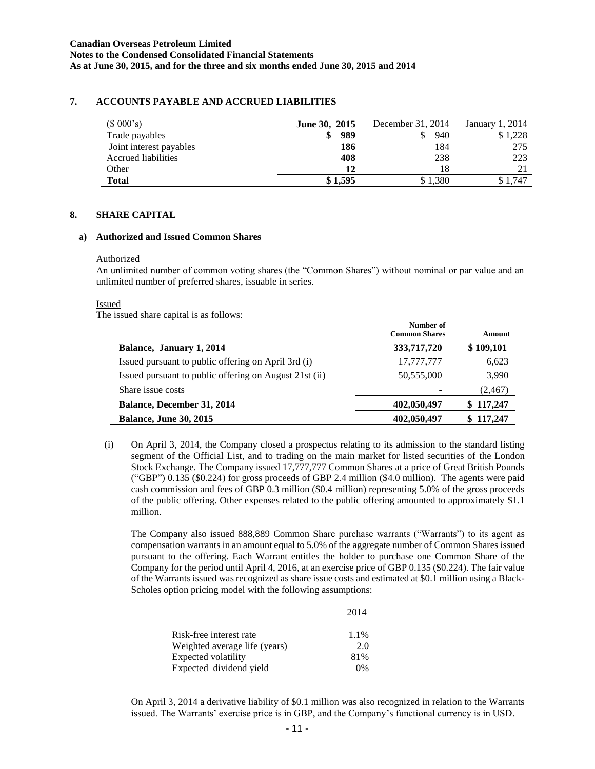## 7. ACCOUNTS PAYABLE AND ACCRUED LIABILITIES

| ($ 000's) | June 30, 2015 | December 31, 2014 | January 1, 2014 |
|---|---|---|---|
| Trade payables | $ 989 | $ 940 | $ 1,228 |
| Joint interest payables | 186 | 184 | 275 |
| Accrued liabilities | 408 | 238 | 223 |
| Other | 12 | 18 | 21 |
| **Total** | **$ 1,595** | $ 1,380 | $ 1,747 |

## 8. SHARE CAPITAL

### a) Authorized and Issued Common Shares

Authorized

An unlimited number of common voting shares (the "Common Shares") without nominal or par value and an unlimited number of preferred shares, issuable in series.

Issued

The issued share capital is as follows:

| | Number of Common Shares | Amount |
|---|---|---|
| **Balance, January 1, 2014** | **333,717,720** | **$ 109,101** |
| Issued pursuant to public offering on April 3rd (i) | 17,777,777 | 6,623 |
| Issued pursuant to public offering on August 21st (ii) | 50,555,000 | 3,990 |
| Share issue costs | - | (2,467) |
| **Balance, December 31, 2014** | **402,050,497** | **$ 117,247** |
| **Balance, June 30, 2015** | **402,050,497** | **$ 117,247** |

(i) On April 3, 2014, the Company closed a prospectus relating to its admission to the standard listing segment of the Official List, and to trading on the main market for listed securities of the London Stock Exchange. The Company issued 17,777,777 Common Shares at a price of Great British Pounds ("GBP") 0.135 ($0.224) for gross proceeds of GBP 2.4 million ($4.0 million). The agents were paid cash commission and fees of GBP 0.3 million ($0.4 million) representing 5.0% of the gross proceeds of the public offering. Other expenses related to the public offering amounted to approximately $1.1 million.

The Company also issued 888,889 Common Share purchase warrants ("Warrants") to its agent as compensation warrants in an amount equal to 5.0% of the aggregate number of Common Shares issued pursuant to the offering. Each Warrant entitles the holder to purchase one Common Share of the Company for the period until April 4, 2016, at an exercise price of GBP 0.135 ($0.224). The fair value of the Warrants issued was recognized as share issue costs and estimated at $0.1 million using a Black-Scholes option pricing model with the following assumptions:

| | 2014 |
|---|---|
| Risk-free interest rate | 1.1% |
| Weighted average life (years) | 2.0 |
| Expected volatility | 81% |
| Expected dividend yield | 0% |

On April 3, 2014 a derivative liability of $0.1 million was also recognized in relation to the Warrants issued. The Warrants' exercise price is in GBP, and the Company's functional currency is in USD.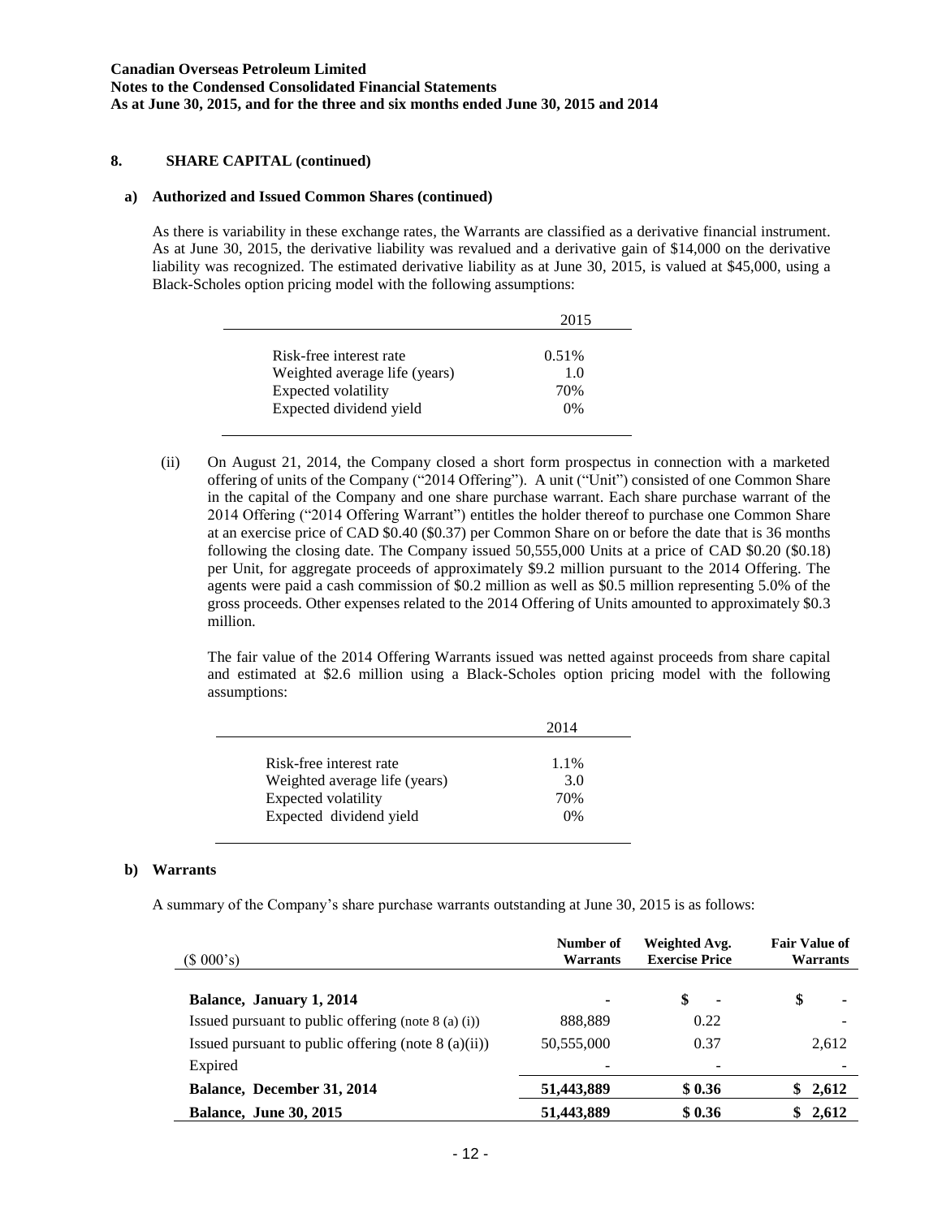## 8. SHARE CAPITAL (continued)

### a) Authorized and Issued Common Shares (continued)

As there is variability in these exchange rates, the Warrants are classified as a derivative financial instrument. As at June 30, 2015, the derivative liability was revalued and a derivative gain of $14,000 on the derivative liability was recognized. The estimated derivative liability as at June 30, 2015, is valued at $45,000, using a Black-Scholes option pricing model with the following assumptions:

| | 2015 |
|---|---|
| Risk-free interest rate | 0.51% |
| Weighted average life (years) | 1.0 |
| Expected volatility | 70% |
| Expected dividend yield | 0% |

(ii) On August 21, 2014, the Company closed a short form prospectus in connection with a marketed offering of units of the Company ("2014 Offering"). A unit ("Unit") consisted of one Common Share in the capital of the Company and one share purchase warrant. Each share purchase warrant of the 2014 Offering ("2014 Offering Warrant") entitles the holder thereof to purchase one Common Share at an exercise price of CAD $0.40 ($0.37) per Common Share on or before the date that is 36 months following the closing date. The Company issued 50,555,000 Units at a price of CAD $0.20 ($0.18) per Unit, for aggregate proceeds of approximately $9.2 million pursuant to the 2014 Offering. The agents were paid a cash commission of $0.2 million as well as $0.5 million representing 5.0% of the gross proceeds. Other expenses related to the 2014 Offering of Units amounted to approximately $0.3 million.

The fair value of the 2014 Offering Warrants issued was netted against proceeds from share capital and estimated at $2.6 million using a Black-Scholes option pricing model with the following assumptions:

| | 2014 |
|---|---|
| Risk-free interest rate | 1.1% |
| Weighted average life (years) | 3.0 |
| Expected volatility | 70% |
| Expected dividend yield | 0% |

### b) Warrants

A summary of the Company's share purchase warrants outstanding at June 30, 2015 is as follows:

| ($ 000's) | Number of Warrants | Weighted Avg. Exercise Price | Fair Value of Warrants |
|---|---|---|---|
| **Balance, January 1, 2014** | - | $ - | $ - |
| Issued pursuant to public offering (note 8 (a) (i)) | 888,889 | 0.22 | - |
| Issued pursuant to public offering (note 8 (a)(ii)) | 50,555,000 | 0.37 | 2,612 |
| Expired | - | - | - |
| **Balance, December 31, 2014** | **51,443,889** | **$ 0.36** | **$ 2,612** |
| **Balance, June 30, 2015** | **51,443,889** | **$ 0.36** | **$ 2,612** |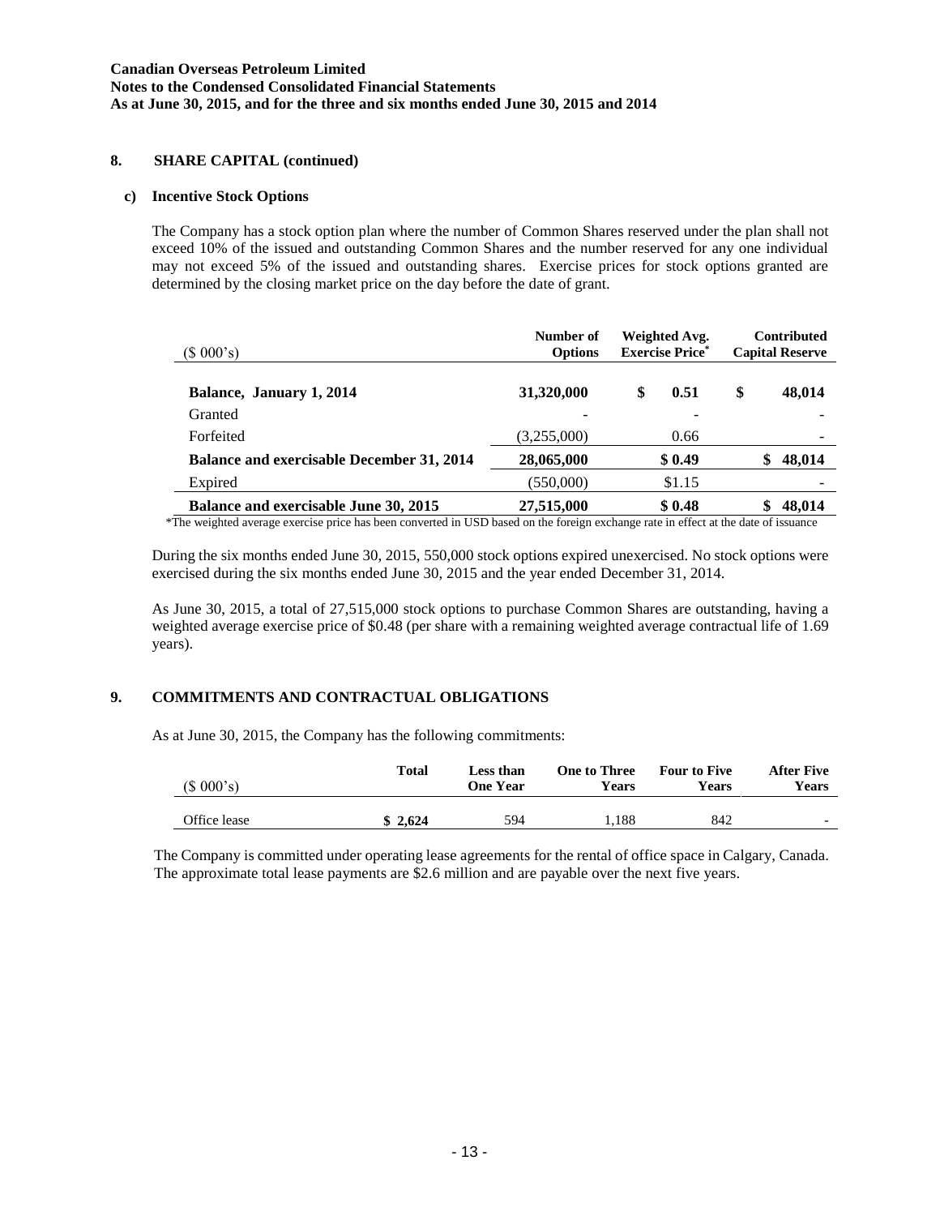## 8. SHARE CAPITAL (continued)

### c) Incentive Stock Options

The Company has a stock option plan where the number of Common Shares reserved under the plan shall not exceed 10% of the issued and outstanding Common Shares and the number reserved for any one individual may not exceed 5% of the issued and outstanding shares. Exercise prices for stock options granted are determined by the closing market price on the day before the date of grant.

| ($ 000's) | Number of Options | Weighted Avg. Exercise Price* | Contributed Capital Reserve |
|---|---|---|---|
| **Balance, January 1, 2014** | **31,320,000** | **$ 0.51** | **$ 48,014** |
| Granted | - | - | - |
| Forfeited | (3,255,000) | 0.66 | - |
| **Balance and exercisable December 31, 2014** | **28,065,000** | **$ 0.49** | **$ 48,014** |
| Expired | (550,000) | $1.15 | - |
| **Balance and exercisable June 30, 2015** | **27,515,000** | **$ 0.48** | **$ 48,014** |

*The weighted average exercise price has been converted in USD based on the foreign exchange rate in effect at the date of issuance

During the six months ended June 30, 2015, 550,000 stock options expired unexercised. No stock options were exercised during the six months ended June 30, 2015 and the year ended December 31, 2014.

As June 30, 2015, a total of 27,515,000 stock options to purchase Common Shares are outstanding, having a weighted average exercise price of $0.48 (per share with a remaining weighted average contractual life of 1.69 years).

## 9. COMMITMENTS AND CONTRACTUAL OBLIGATIONS

As at June 30, 2015, the Company has the following commitments:

| ($ 000's) | Total | Less than One Year | One to Three Years | Four to Five Years | After Five Years |
|---|---|---|---|---|---|
| Office lease | **$ 2,624** | 594 | 1,188 | 842 | - |

The Company is committed under operating lease agreements for the rental of office space in Calgary, Canada. The approximate total lease payments are $2.6 million and are payable over the next five years.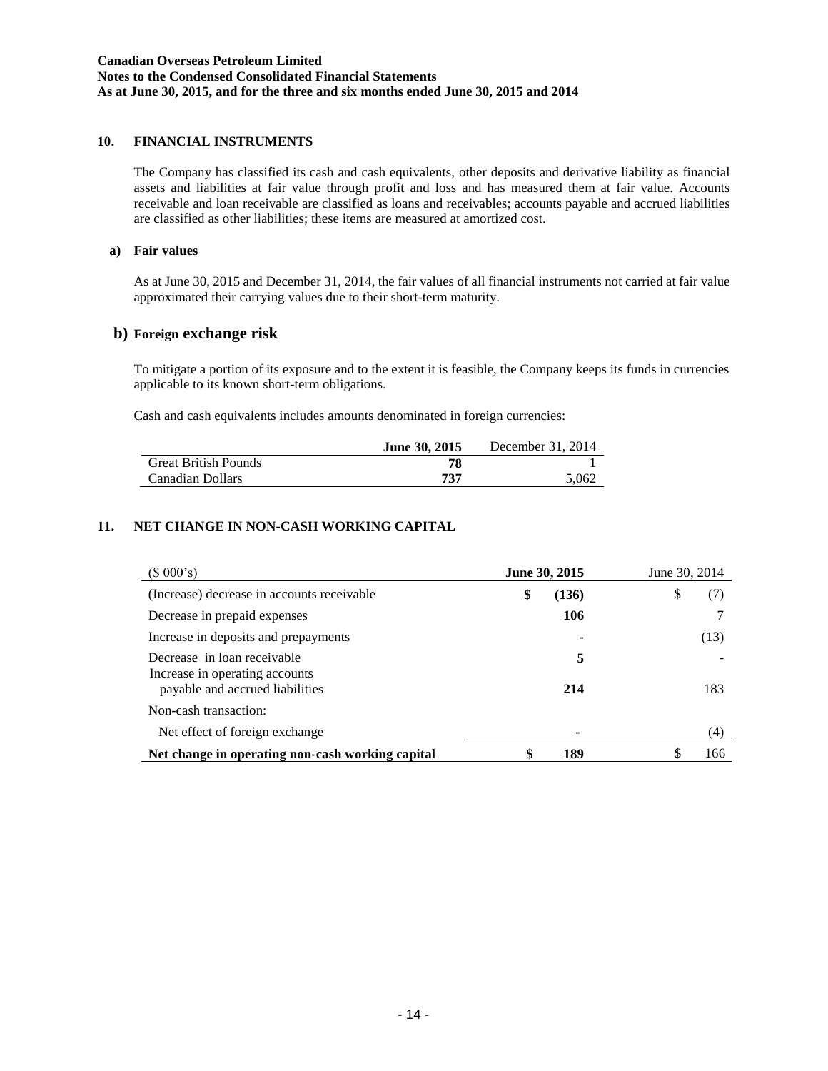## 10. FINANCIAL INSTRUMENTS

The Company has classified its cash and cash equivalents, other deposits and derivative liability as financial assets and liabilities at fair value through profit and loss and has measured them at fair value. Accounts receivable and loan receivable are classified as loans and receivables; accounts payable and accrued liabilities are classified as other liabilities; these items are measured at amortized cost.

### a) Fair values

As at June 30, 2015 and December 31, 2014, the fair values of all financial instruments not carried at fair value approximated their carrying values due to their short-term maturity.

### b) Foreign exchange risk

To mitigate a portion of its exposure and to the extent it is feasible, the Company keeps its funds in currencies applicable to its known short-term obligations.

Cash and cash equivalents includes amounts denominated in foreign currencies:

| | **June 30, 2015** | December 31, 2014 |
|---|---|---|
| Great British Pounds | **78** | 1 |
| Canadian Dollars | **737** | 5,062 |

## 11. NET CHANGE IN NON-CASH WORKING CAPITAL

| ($ 000's) | **June 30, 2015** | June 30, 2014 |
|---|---|---|
| (Increase) decrease in accounts receivable | **$ (136)** | $ (7) |
| Decrease in prepaid expenses | **106** | 7 |
| Increase in deposits and prepayments | **-** | (13) |
| Decrease in loan receivable | **5** | - |
| Increase in operating accounts payable and accrued liabilities | **214** | 183 |
| Non-cash transaction: | | |
| Net effect of foreign exchange | **-** | (4) |
| **Net change in operating non-cash working capital** | **$ 189** | $ 166 |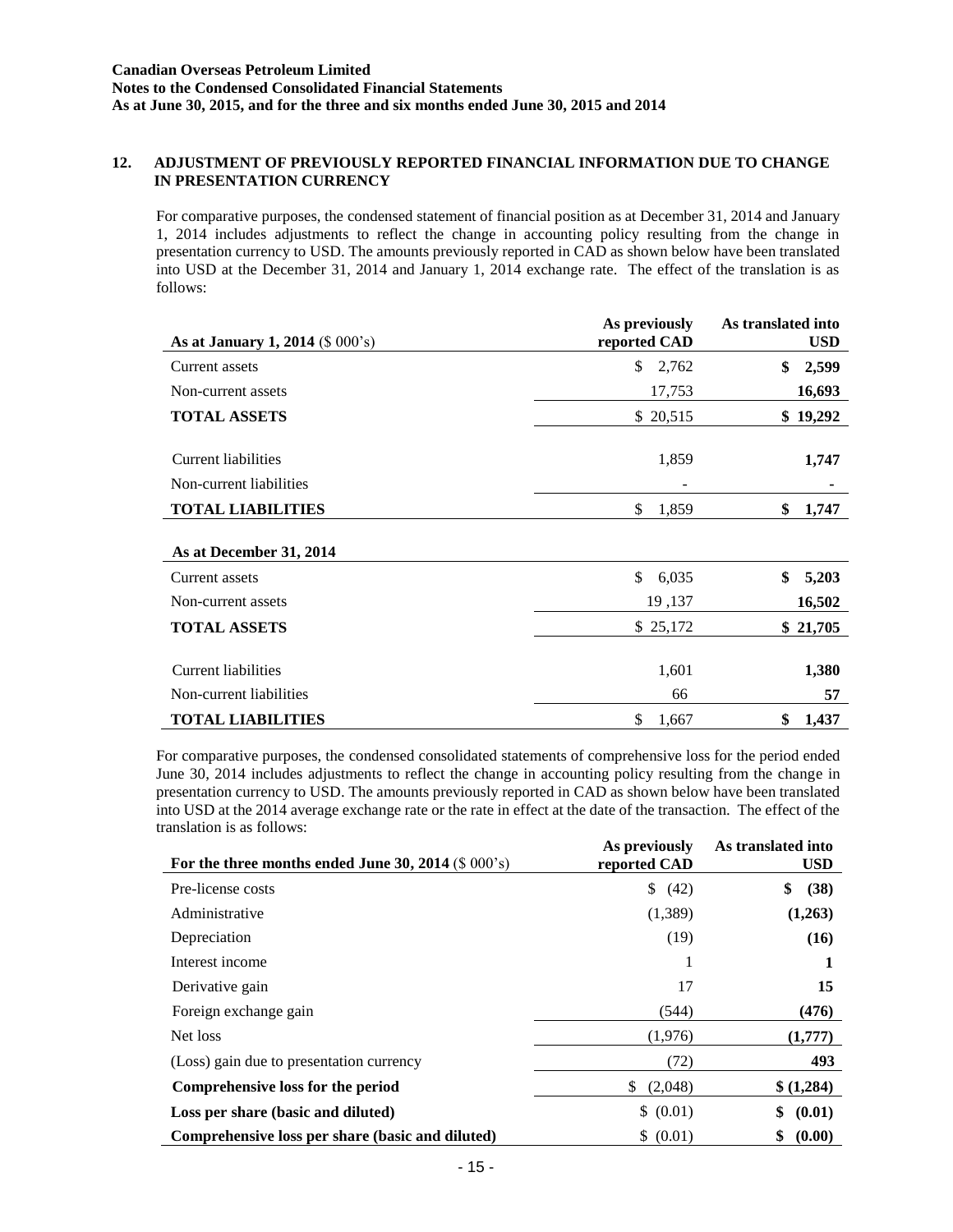**Canadian Overseas Petroleum Limited**
**Notes to the Condensed Consolidated Financial Statements**
**As at June 30, 2015, and for the three and six months ended June 30, 2015 and 2014**

## 12. ADJUSTMENT OF PREVIOUSLY REPORTED FINANCIAL INFORMATION DUE TO CHANGE IN PRESENTATION CURRENCY

For comparative purposes, the condensed statement of financial position as at December 31, 2014 and January 1, 2014 includes adjustments to reflect the change in accounting policy resulting from the change in presentation currency to USD. The amounts previously reported in CAD as shown below have been translated into USD at the December 31, 2014 and January 1, 2014 exchange rate. The effect of the translation is as follows:

| **As at January 1, 2014** ($ 000's) | **As previously reported CAD** | **As translated into USD** |
|---|---|---|
| Current assets | $ 2,762 | **$ 2,599** |
| Non-current assets | 17,753 | **16,693** |
| **TOTAL ASSETS** | $ 20,515 | **$ 19,292** |
| Current liabilities | 1,859 | **1,747** |
| Non-current liabilities | - | **-** |
| **TOTAL LIABILITIES** | $ 1,859 | **$ 1,747** |
| **As at December 31, 2014** | | |
| Current assets | $ 6,035 | **$ 5,203** |
| Non-current assets | 19 ,137 | **16,502** |
| **TOTAL ASSETS** | $ 25,172 | **$ 21,705** |
| Current liabilities | 1,601 | **1,380** |
| Non-current liabilities | 66 | **57** |
| **TOTAL LIABILITIES** | $ 1,667 | **$ 1,437** |

For comparative purposes, the condensed consolidated statements of comprehensive loss for the period ended June 30, 2014 includes adjustments to reflect the change in accounting policy resulting from the change in presentation currency to USD. The amounts previously reported in CAD as shown below have been translated into USD at the 2014 average exchange rate or the rate in effect at the date of the transaction. The effect of the translation is as follows:

| **For the three months ended June 30, 2014** ($ 000's) | **As previously reported CAD** | **As translated into USD** |
|---|---|---|
| Pre-license costs | $ (42) | **$ (38)** |
| Administrative | (1,389) | **(1,263)** |
| Depreciation | (19) | **(16)** |
| Interest income | 1 | **1** |
| Derivative gain | 17 | **15** |
| Foreign exchange gain | (544) | **(476)** |
| Net loss | (1,976) | **(1,777)** |
| (Loss) gain due to presentation currency | (72) | **493** |
| **Comprehensive loss for the period** | $ (2,048) | **$ (1,284)** |
| **Loss per share (basic and diluted)** | $ (0.01) | **$ (0.01)** |
| **Comprehensive loss per share (basic and diluted)** | $ (0.01) | **$ (0.00)** |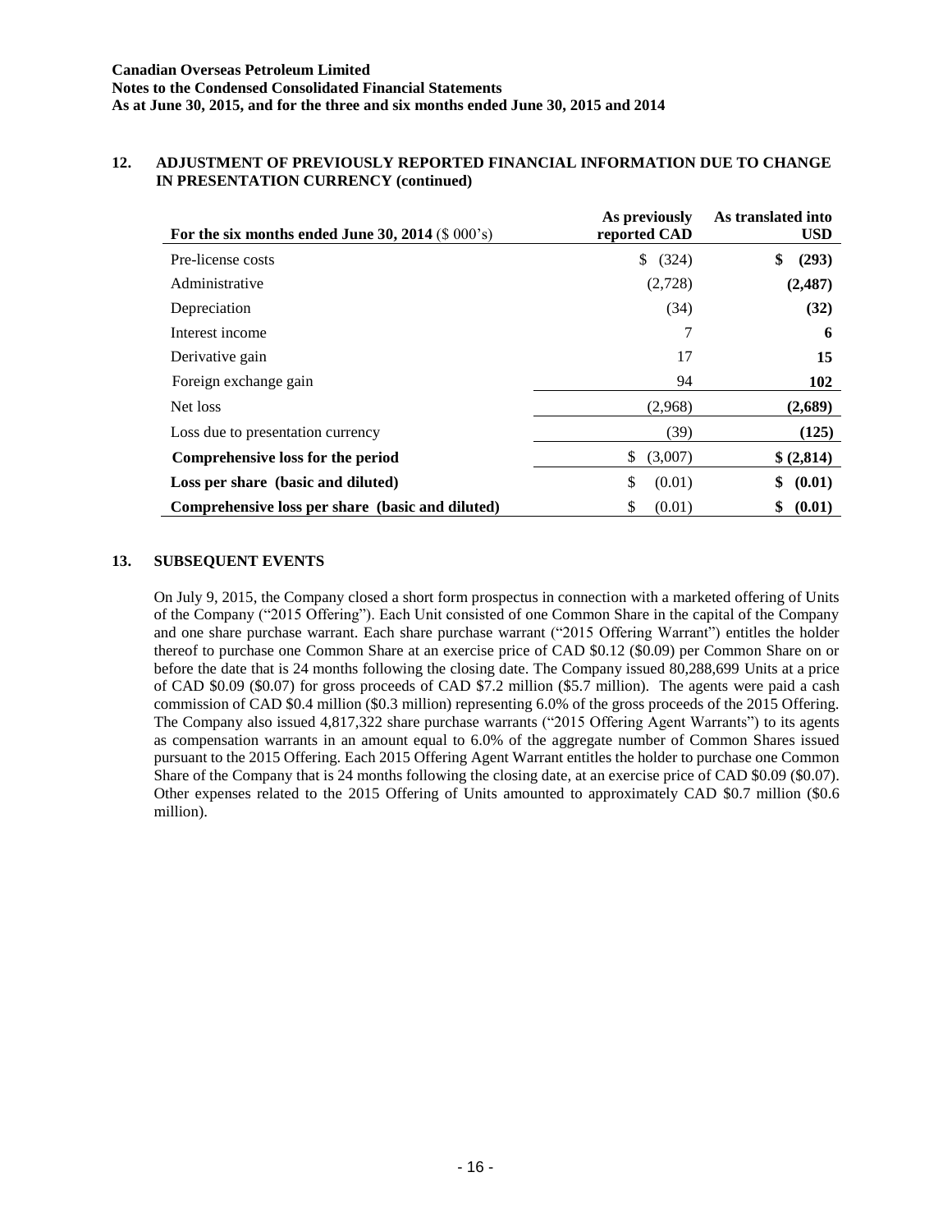## 12. ADJUSTMENT OF PREVIOUSLY REPORTED FINANCIAL INFORMATION DUE TO CHANGE IN PRESENTATION CURRENCY (continued)

| For the six months ended June 30, 2014 ($ 000's) | As previously reported CAD | As translated into USD |
|---|---|---|
| Pre-license costs | $ (324) | **$ (293)** |
| Administrative | (2,728) | **(2,487)** |
| Depreciation | (34) | **(32)** |
| Interest income | 7 | **6** |
| Derivative gain | 17 | **15** |
| Foreign exchange gain | 94 | **102** |
| Net loss | (2,968) | **(2,689)** |
| Loss due to presentation currency | (39) | **(125)** |
| **Comprehensive loss for the period** | $ (3,007) | **$ (2,814)** |
| **Loss per share (basic and diluted)** | $ (0.01) | **$ (0.01)** |
| **Comprehensive loss per share (basic and diluted)** | $ (0.01) | **$ (0.01)** |

## 13. SUBSEQUENT EVENTS

On July 9, 2015, the Company closed a short form prospectus in connection with a marketed offering of Units of the Company ("2015 Offering"). Each Unit consisted of one Common Share in the capital of the Company and one share purchase warrant. Each share purchase warrant ("2015 Offering Warrant") entitles the holder thereof to purchase one Common Share at an exercise price of CAD $0.12 ($0.09) per Common Share on or before the date that is 24 months following the closing date. The Company issued 80,288,699 Units at a price of CAD $0.09 ($0.07) for gross proceeds of CAD $7.2 million ($5.7 million). The agents were paid a cash commission of CAD $0.4 million ($0.3 million) representing 6.0% of the gross proceeds of the 2015 Offering. The Company also issued 4,817,322 share purchase warrants ("2015 Offering Agent Warrants") to its agents as compensation warrants in an amount equal to 6.0% of the aggregate number of Common Shares issued pursuant to the 2015 Offering. Each 2015 Offering Agent Warrant entitles the holder to purchase one Common Share of the Company that is 24 months following the closing date, at an exercise price of CAD $0.09 ($0.07). Other expenses related to the 2015 Offering of Units amounted to approximately CAD $0.7 million ($0.6 million).